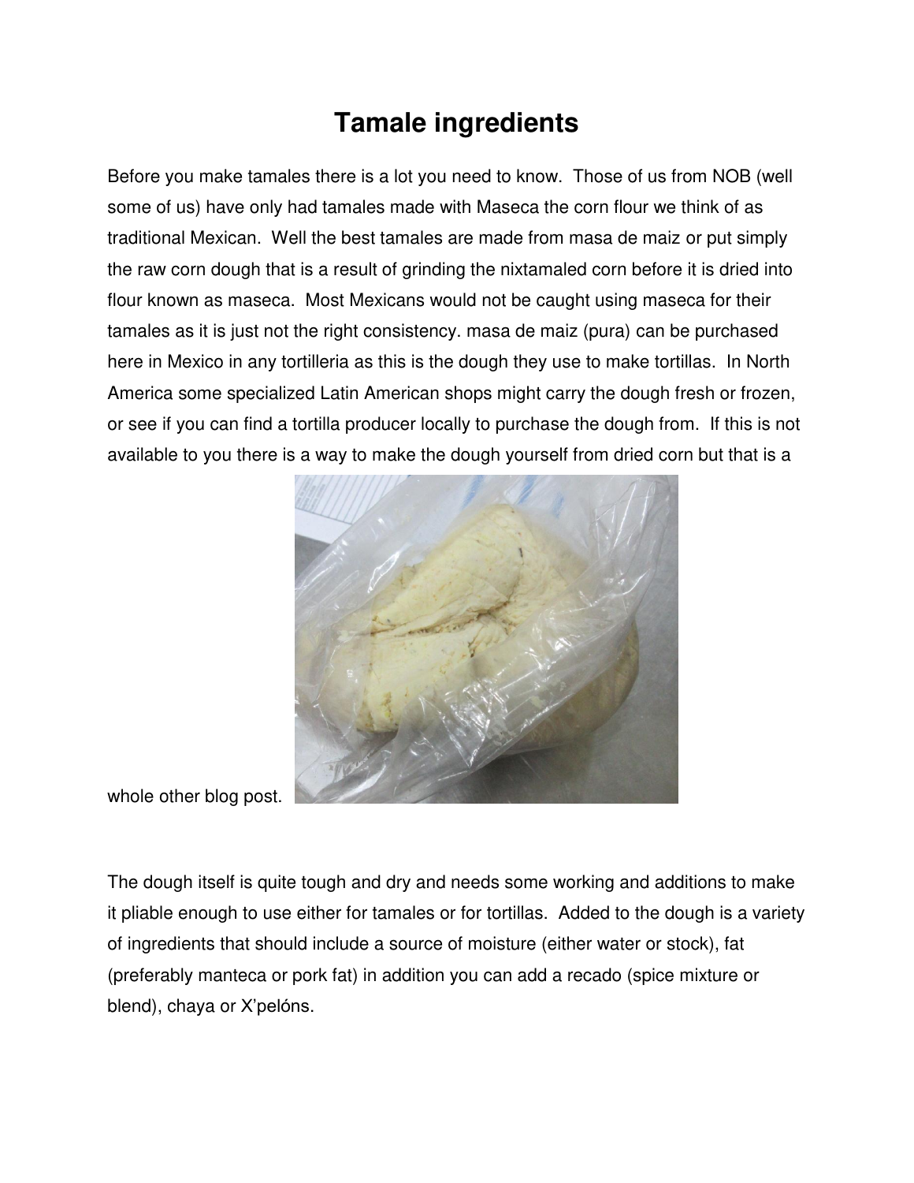# Tamale ingredients

Before you make tamales there is a lot you need to know. Those of us from NOB (well some of us) have only had tamales made with Maseca the corn flour we think of as traditional Mexican. Well the best tamales are made from masa de maiz or put simply the raw corn dough that is a result of grinding the nixtamaled corn before it is dried into flour known as maseca. Most Mexicans would not be caught using maseca for their tamales as it is just not the right consistency. masa de maiz (pura) can be purchased here in Mexico in any tortilleria as this is the dough they use to make tortillas. In North America some specialized Latin American shops might carry the dough fresh or frozen, or see if you can find a tortilla producer locally to purchase the dough from. If this is not available to you there is a way to make the dough yourself from dried corn but that is a whole other blog post.

The dough itself is quite tough and dry and needs some working and additions to make it pliable enough to use either for tamales or for tortillas. Added to the dough is a variety of ingredients that should include a source of moisture (either water or stock), fat (preferably manteca or pork fat) in addition you can add a recado (spice mixture or blend), chaya or X'pelóns.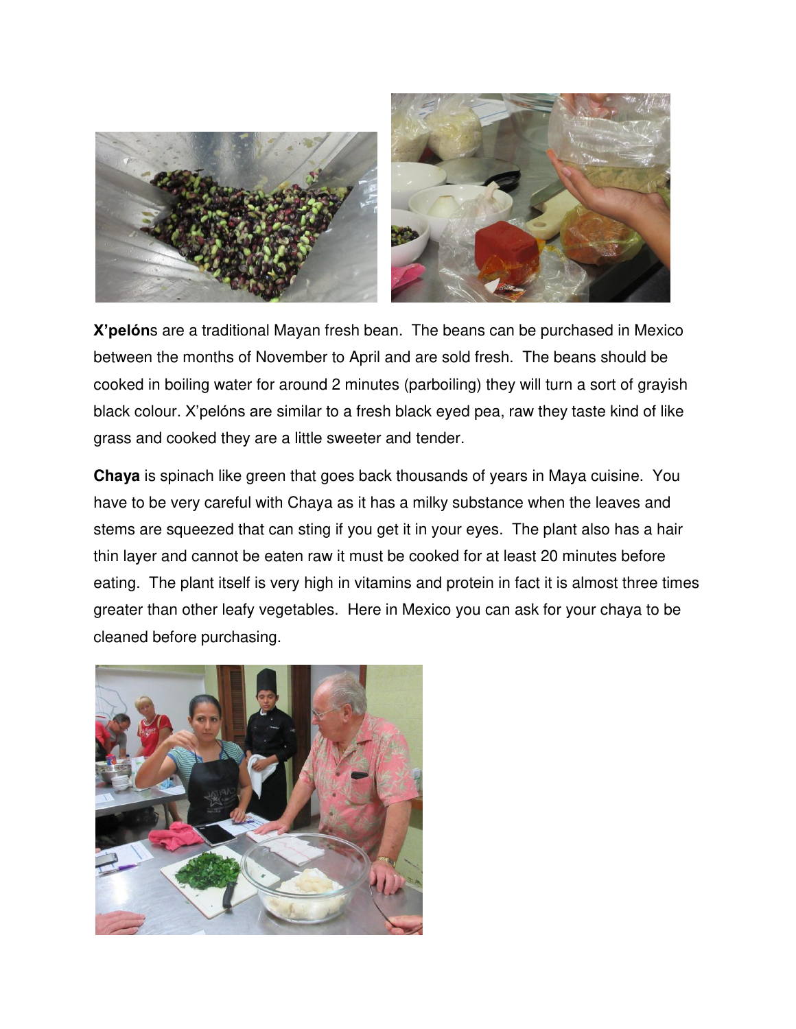**X'pelón**s are a traditional Mayan fresh bean. The beans can be purchased in Mexico between the months of November to April and are sold fresh. The beans should be cooked in boiling water for around 2 minutes (parboiling) they will turn a sort of grayish black colour. X'pelóns are similar to a fresh black eyed pea, raw they taste kind of like grass and cooked they are a little sweeter and tender.

**Chaya** is spinach like green that goes back thousands of years in Maya cuisine. You have to be very careful with Chaya as it has a milky substance when the leaves and stems are squeezed that can sting if you get it in your eyes. The plant also has a hair thin layer and cannot be eaten raw it must be cooked for at least 20 minutes before eating. The plant itself is very high in vitamins and protein in fact it is almost three times greater than other leafy vegetables. Here in Mexico you can ask for your chaya to be cleaned before purchasing.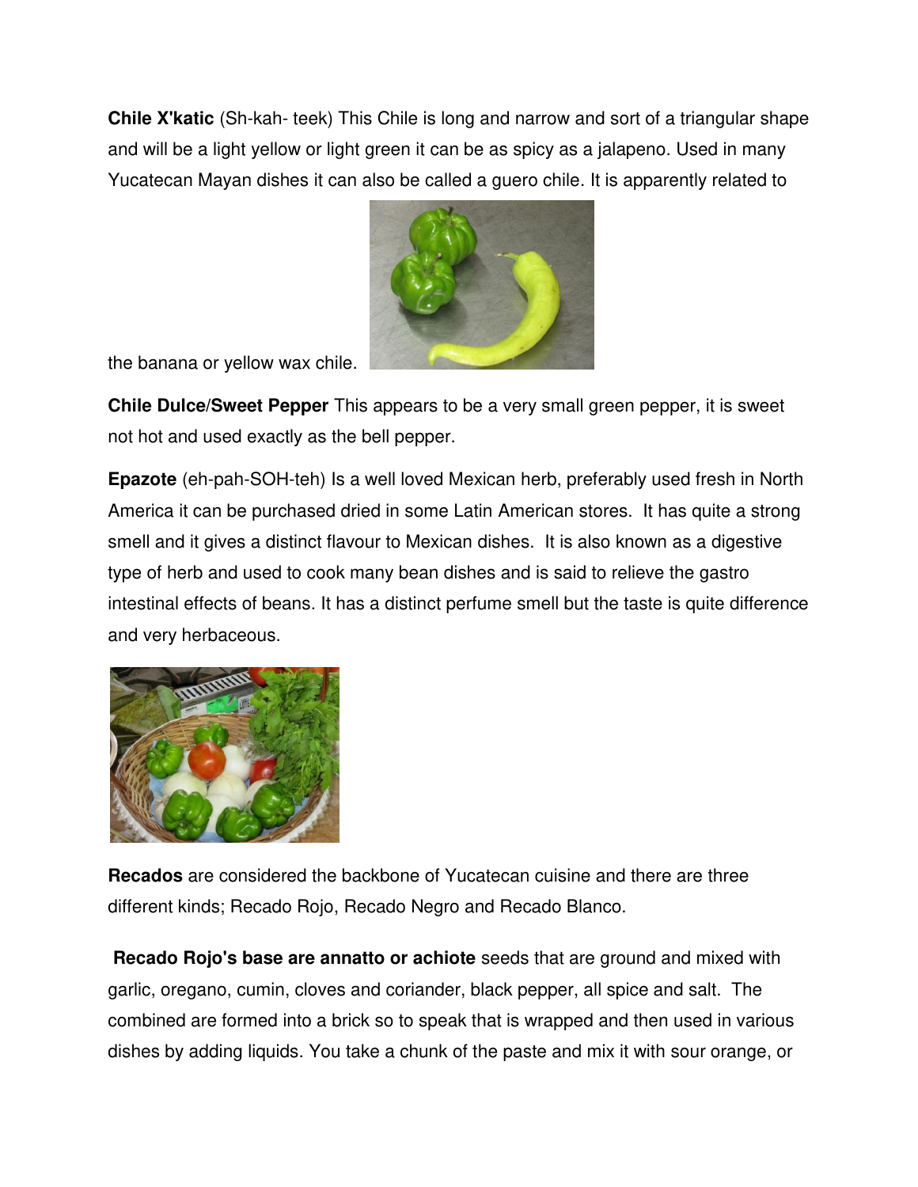**Chile X'katic** (Sh-kah- teek) This Chile is long and narrow and sort of a triangular shape and will be a light yellow or light green it can be as spicy as a jalapeno. Used in many Yucatecan Mayan dishes it can also be called a guero chile. It is apparently related to the banana or yellow wax chile.

**Chile Dulce/Sweet Pepper** This appears to be a very small green pepper, it is sweet not hot and used exactly as the bell pepper.

**Epazote** (eh-pah-SOH-teh) Is a well loved Mexican herb, preferably used fresh in North America it can be purchased dried in some Latin American stores. It has quite a strong smell and it gives a distinct flavour to Mexican dishes. It is also known as a digestive type of herb and used to cook many bean dishes and is said to relieve the gastro intestinal effects of beans. It has a distinct perfume smell but the taste is quite difference and very herbaceous.

**Recados** are considered the backbone of Yucatecan cuisine and there are three different kinds; Recado Rojo, Recado Negro and Recado Blanco.

**Recado Rojo's base are annatto or achiote** seeds that are ground and mixed with garlic, oregano, cumin, cloves and coriander, black pepper, all spice and salt. The combined are formed into a brick so to speak that is wrapped and then used in various dishes by adding liquids. You take a chunk of the paste and mix it with sour orange, or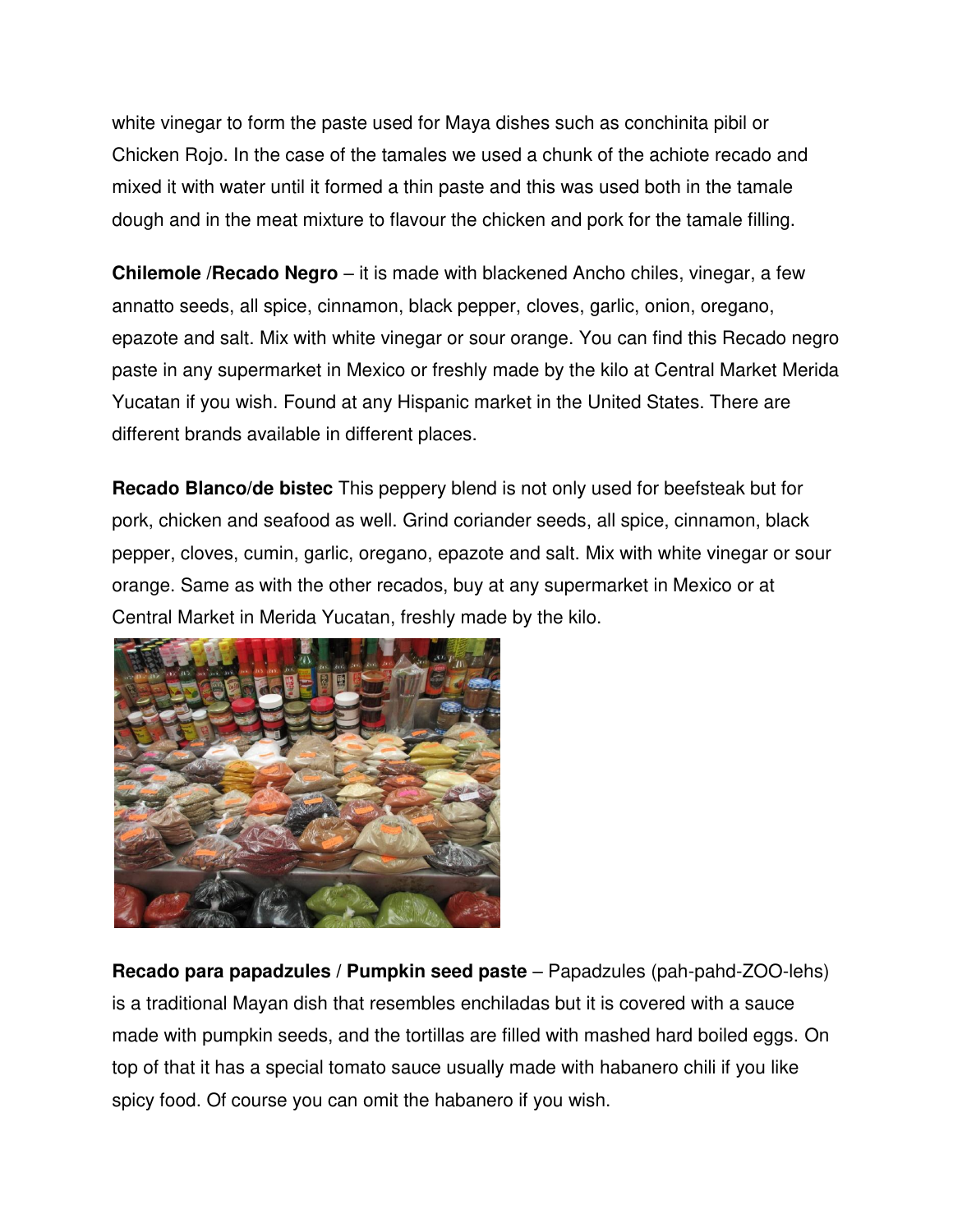white vinegar to form the paste used for Maya dishes such as conchinita pibil or Chicken Rojo. In the case of the tamales we used a chunk of the achiote recado and mixed it with water until it formed a thin paste and this was used both in the tamale dough and in the meat mixture to flavour the chicken and pork for the tamale filling.

**Chilemole /Recado Negro** – it is made with blackened Ancho chiles, vinegar, a few annatto seeds, all spice, cinnamon, black pepper, cloves, garlic, onion, oregano, epazote and salt. Mix with white vinegar or sour orange. You can find this Recado negro paste in any supermarket in Mexico or freshly made by the kilo at Central Market Merida Yucatan if you wish. Found at any Hispanic market in the United States. There are different brands available in different places.

**Recado Blanco/de bistec** This peppery blend is not only used for beefsteak but for pork, chicken and seafood as well. Grind coriander seeds, all spice, cinnamon, black pepper, cloves, cumin, garlic, oregano, epazote and salt. Mix with white vinegar or sour orange. Same as with the other recados, buy at any supermarket in Mexico or at Central Market in Merida Yucatan, freshly made by the kilo.

**Recado para papadzules / Pumpkin seed paste** – Papadzules (pah-pahd-ZOO-lehs) is a traditional Mayan dish that resembles enchiladas but it is covered with a sauce made with pumpkin seeds, and the tortillas are filled with mashed hard boiled eggs. On top of that it has a special tomato sauce usually made with habanero chili if you like spicy food. Of course you can omit the habanero if you wish.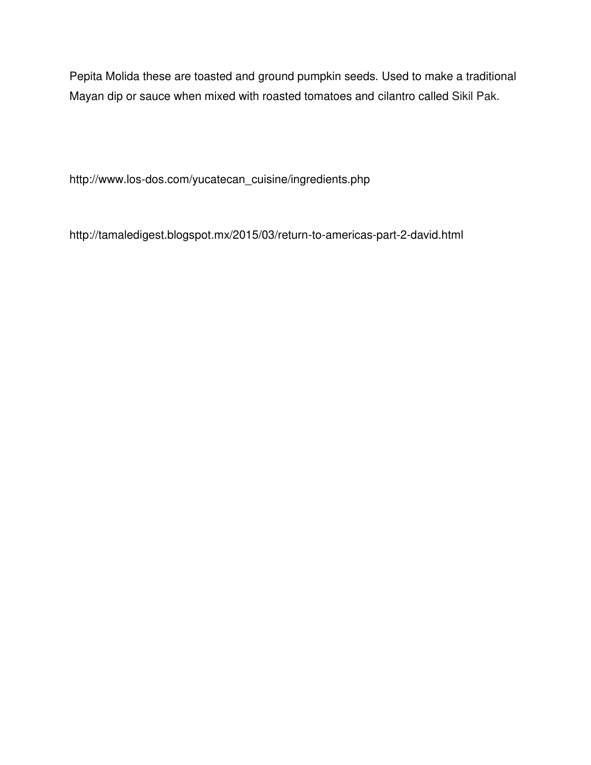Pepita Molida these are toasted and ground pumpkin seeds. Used to make a traditional Mayan dip or sauce when mixed with roasted tomatoes and cilantro called Sikil Pak.

http://www.los-dos.com/yucatecan_cuisine/ingredients.php

http://tamaledigest.blogspot.mx/2015/03/return-to-americas-part-2-david.html